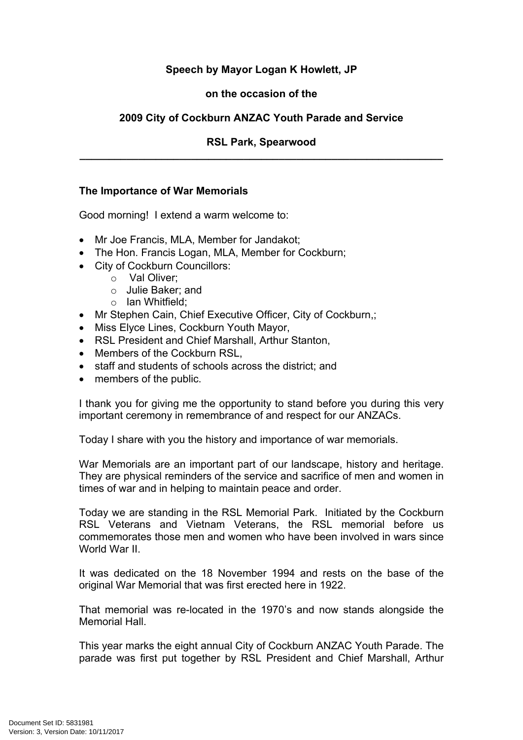**Speech by Mayor Logan K Howlett, JP**

**on the occasion of the**

**2009 City of Cockburn ANZAC Youth Parade and Service**

**RSL Park, Spearwood**

---

**The Importance of War Memorials**

Good morning! I extend a warm welcome to:

- Mr Joe Francis, MLA, Member for Jandakot;
- The Hon. Francis Logan, MLA, Member for Cockburn;
- City of Cockburn Councillors:
  - Val Oliver;
  - Julie Baker; and
  - Ian Whitfield;
- Mr Stephen Cain, Chief Executive Officer, City of Cockburn,;
- Miss Elyce Lines, Cockburn Youth Mayor,
- RSL President and Chief Marshall, Arthur Stanton,
- Members of the Cockburn RSL,
- staff and students of schools across the district; and
- members of the public.

I thank you for giving me the opportunity to stand before you during this very important ceremony in remembrance of and respect for our ANZACs.

Today I share with you the history and importance of war memorials.

War Memorials are an important part of our landscape, history and heritage. They are physical reminders of the service and sacrifice of men and women in times of war and in helping to maintain peace and order.

Today we are standing in the RSL Memorial Park. Initiated by the Cockburn RSL Veterans and Vietnam Veterans, the RSL memorial before us commemorates those men and women who have been involved in wars since World War II.

It was dedicated on the 18 November 1994 and rests on the base of the original War Memorial that was first erected here in 1922.

That memorial was re-located in the 1970's and now stands alongside the Memorial Hall.

This year marks the eight annual City of Cockburn ANZAC Youth Parade. The parade was first put together by RSL President and Chief Marshall, Arthur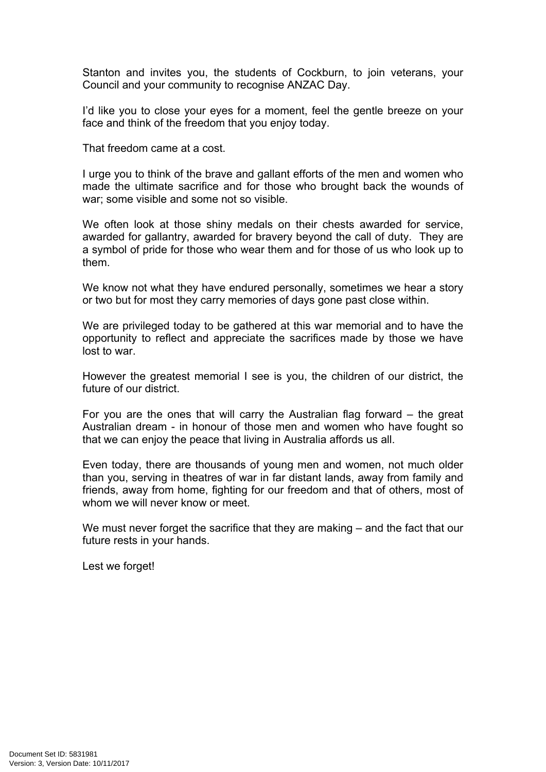Stanton and invites you, the students of Cockburn, to join veterans, your Council and your community to recognise ANZAC Day.

I'd like you to close your eyes for a moment, feel the gentle breeze on your face and think of the freedom that you enjoy today.

That freedom came at a cost.

I urge you to think of the brave and gallant efforts of the men and women who made the ultimate sacrifice and for those who brought back the wounds of war; some visible and some not so visible.

We often look at those shiny medals on their chests awarded for service, awarded for gallantry, awarded for bravery beyond the call of duty. They are a symbol of pride for those who wear them and for those of us who look up to them.

We know not what they have endured personally, sometimes we hear a story or two but for most they carry memories of days gone past close within.

We are privileged today to be gathered at this war memorial and to have the opportunity to reflect and appreciate the sacrifices made by those we have lost to war.

However the greatest memorial I see is you, the children of our district, the future of our district.

For you are the ones that will carry the Australian flag forward – the great Australian dream - in honour of those men and women who have fought so that we can enjoy the peace that living in Australia affords us all.

Even today, there are thousands of young men and women, not much older than you, serving in theatres of war in far distant lands, away from family and friends, away from home, fighting for our freedom and that of others, most of whom we will never know or meet.

We must never forget the sacrifice that they are making – and the fact that our future rests in your hands.

Lest we forget!

Document Set ID: 5831981
Version: 3, Version Date: 10/11/2017